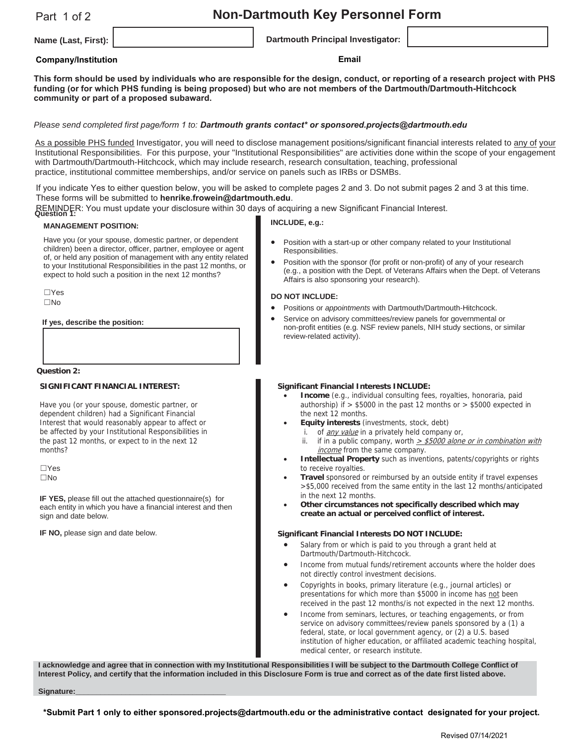Part 1 of 2

# Non-Dartmouth Key Personnel Form

**Name (Last, First):** **Dartmouth Principal Investigator:**

**Company/Institution** **Email**

**This form should be used by individuals who are responsible for the design, conduct, or reporting of a research project with PHS funding (or for which PHS funding is being proposed) but who are not members of the Dartmouth/Dartmouth-Hitchcock community or part of a proposed subaward.**

*Please send completed first page/form 1 to:* ***Dartmouth grants contact\* or sponsored.projects@dartmouth.edu***

As a possible PHS funded Investigator, you will need to disclose management positions/significant financial interests related to any of your Institutional Responsibilities. For this purpose, your "Institutional Responsibilities" are activities done within the scope of your engagement with Dartmouth/Dartmouth-Hitchcock, which may include research, research consultation, teaching, professional practice, institutional committee memberships, and/or service on panels such as IRBs or DSMBs.

If you indicate Yes to either question below, you will be asked to complete pages 2 and 3. Do not submit pages 2 and 3 at this time. These forms will be submitted to **henrike.frowein@dartmouth.edu**.

REMINDER: You must update your disclosure within 30 days of acquiring a new Significant Financial Interest.

**Question 1:**

**MANAGEMENT POSITION:**

Have you (or your spouse, domestic partner, or dependent children) been a director, officer, partner, employee or agent of, or held any position of management with any entity related to your Institutional Responsibilities in the past 12 months, or expect to hold such a position in the next 12 months?

☐Yes
☐No

**If yes, describe the position:**

**INCLUDE, e.g.:**

- Position with a start-up or other company related to your Institutional Responsibilities.
- Position with the sponsor (for profit or non-profit) of any of your research (e.g., a position with the Dept. of Veterans Affairs when the Dept. of Veterans Affairs is also sponsoring your research).

**DO NOT INCLUDE:**

- Positions or *appointments* with Dartmouth/Dartmouth-Hitchcock.
- Service on advisory committees/review panels for governmental or non-profit entities (e.g. NSF review panels, NIH study sections, or similar review-related activity).

**Question 2:**

**SIGNIFICANT FINANCIAL INTEREST:**

Have you (or your spouse, domestic partner, or dependent children) had a Significant Financial Interest that would reasonably appear to affect or be affected by your Institutional Responsibilities in the past 12 months, or expect to in the next 12 months?

☐Yes
☐No

**IF YES,** please fill out the attached questionnaire(s) for each entity in which you have a financial interest and then sign and date below.

**IF NO,** please sign and date below.

**Significant Financial Interests INCLUDE:**

- **Income** (e.g., individual consulting fees, royalties, honoraria, paid authorship) if > $5000 in the past 12 months or > $5000 expected in the next 12 months.
- **Equity interests** (investments, stock, debt)
  - i. of *<u>any value</u>* in a privately held company or,
  - ii. if in a public company, worth *<u>> $5000 alone or in combination with income</u>* from the same company.
- **Intellectual Property** such as inventions, patents/copyrights or rights to receive royalties.
- **Travel** sponsored or reimbursed by an outside entity if travel expenses >$5,000 received from the same entity in the last 12 months/anticipated in the next 12 months.
- **Other circumstances not specifically described which may create an actual or perceived conflict of interest.**

**Significant Financial Interests DO NOT INCLUDE:**

- Salary from or which is paid to you through a grant held at Dartmouth/Dartmouth-Hitchcock.
- Income from mutual funds/retirement accounts where the holder does not directly control investment decisions.
- Copyrights in books, primary literature (e.g., journal articles) or presentations for which more than $5000 in income has not been received in the past 12 months/is not expected in the next 12 months.
- Income from seminars, lectures, or teaching engagements, or from service on advisory committees/review panels sponsored by a (1) a federal, state, or local government agency, or (2) a U.S. based institution of higher education, or affiliated academic teaching hospital, medical center, or research institute.

**I acknowledge and agree that in connection with my Institutional Responsibilities I will be subject to the Dartmouth College Conflict of Interest Policy, and certify that the information included in this Disclosure Form is true and correct as of the date first listed above.**

**Signature:**___________________________________

**\*Submit Part 1 only to either sponsored.projects@dartmouth.edu or the administrative contact designated for your project.**

Revised 07/14/2021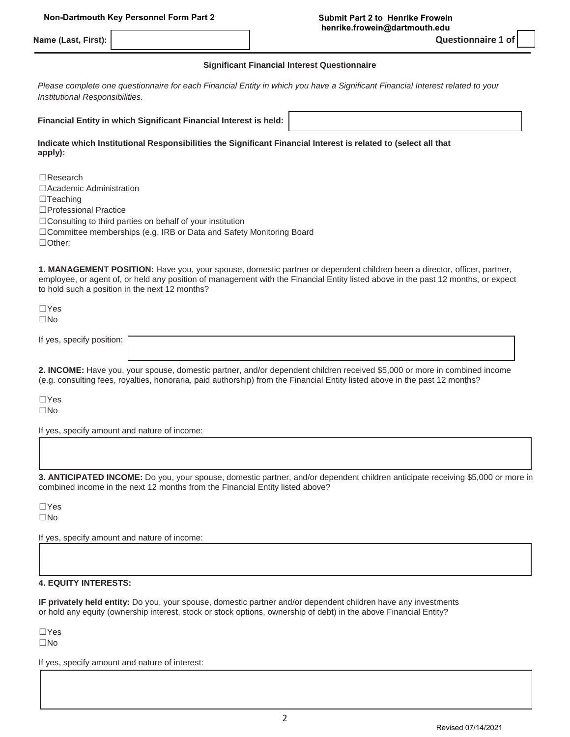**Non-Dartmouth Key Personnel Form Part 2**

**Submit Part 2 to Henrike Frowein**
**henrike.frowein@dartmouth.edu**

**Name (Last, First):** ____________________ **Questionnaire 1 of** ____

### Significant Financial Interest Questionnaire

*Please complete one questionnaire for each Financial Entity in which you have a Significant Financial Interest related to your Institutional Responsibilities.*

**Financial Entity in which Significant Financial Interest is held:** ____________________

**Indicate which Institutional Responsibilities the Significant Financial Interest is related to (select all that apply):**

☐Research
☐Academic Administration
☐Teaching
☐Professional Practice
☐Consulting to third parties on behalf of your institution
☐Committee memberships (e.g. IRB or Data and Safety Monitoring Board
☐Other:

**1. MANAGEMENT POSITION:** Have you, your spouse, domestic partner or dependent children been a director, officer, partner, employee, or agent of, or held any position of management with the Financial Entity listed above in the past 12 months, or expect to hold such a position in the next 12 months?

☐Yes
☐No

If yes, specify position: ____________________

**2. INCOME:** Have you, your spouse, domestic partner, and/or dependent children received $5,000 or more in combined income (e.g. consulting fees, royalties, honoraria, paid authorship) from the Financial Entity listed above in the past 12 months?

☐Yes
☐No

If yes, specify amount and nature of income:

____________________

**3. ANTICIPATED INCOME:** Do you, your spouse, domestic partner, and/or dependent children anticipate receiving $5,000 or more in combined income in the next 12 months from the Financial Entity listed above?

☐Yes
☐No

If yes, specify amount and nature of income:

____________________

**4. EQUITY INTERESTS:**

**IF privately held entity:** Do you, your spouse, domestic partner and/or dependent children have any investments or hold any equity (ownership interest, stock or stock options, ownership of debt) in the above Financial Entity?

☐Yes
☐No

If yes, specify amount and nature of interest:

____________________

Revised 07/14/2021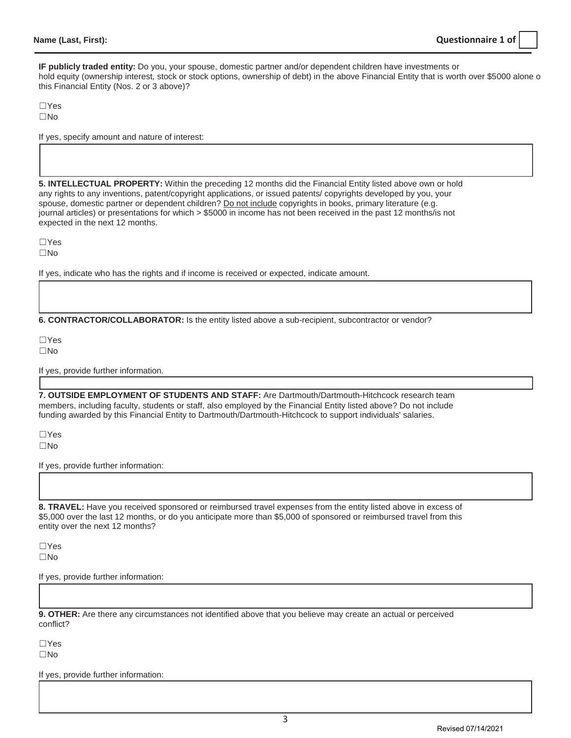Name (Last, First):

Questionnaire 1 of

**IF publicly traded entity:** Do you, your spouse, domestic partner and/or dependent children have investments or hold equity (ownership interest, stock or stock options, ownership of debt) in the above Financial Entity that is worth over $5000 alone o this Financial Entity (Nos. 2 or 3 above)?

☐Yes
☐No

If yes, specify amount and nature of interest:

**5. INTELLECTUAL PROPERTY:** Within the preceding 12 months did the Financial Entity listed above own or hold any rights to any inventions, patent/copyright applications, or issued patents/ copyrights developed by you, your spouse, domestic partner or dependent children? Do not include copyrights in books, primary literature (e.g. journal articles) or presentations for which > $5000 in income has not been received in the past 12 months/is not expected in the next 12 months.

☐Yes
☐No

If yes, indicate who has the rights and if income is received or expected, indicate amount.

**6. CONTRACTOR/COLLABORATOR:** Is the entity listed above a sub-recipient, subcontractor or vendor?

☐Yes
☐No

If yes, provide further information.

**7. OUTSIDE EMPLOYMENT OF STUDENTS AND STAFF:** Are Dartmouth/Dartmouth-Hitchcock research team members, including faculty, students or staff, also employed by the Financial Entity listed above? Do not include funding awarded by this Financial Entity to Dartmouth/Dartmouth-Hitchcock to support individuals' salaries.

☐Yes
☐No

If yes, provide further information:

**8. TRAVEL:** Have you received sponsored or reimbursed travel expenses from the entity listed above in excess of $5,000 over the last 12 months, or do you anticipate more than $5,000 of sponsored or reimbursed travel from this entity over the next 12 months?

☐Yes
☐No

If yes, provide further information:

**9. OTHER:** Are there any circumstances not identified above that you believe may create an actual or perceived conflict?

☐Yes
☐No

If yes, provide further information:

Revised 07/14/2021